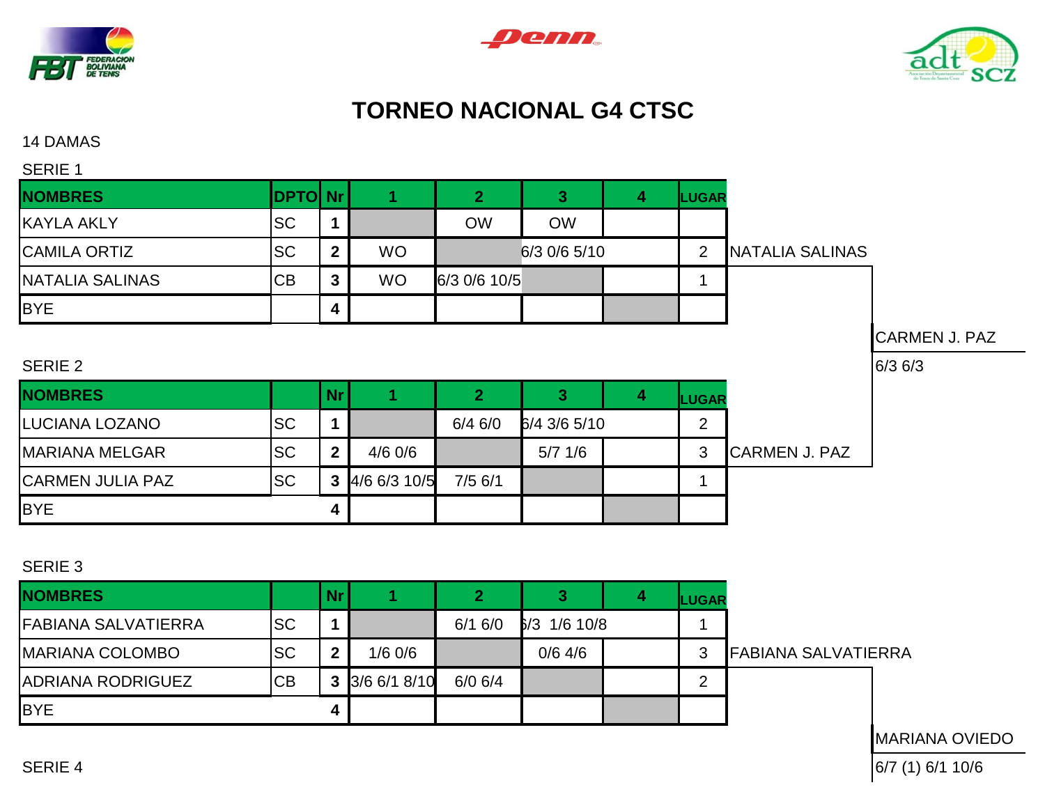# TORNEO NACIONAL G4 CTSC

14 DAMAS

SERIE 1

| NOMBRES | DPTO | Nr | 1 | 2 | 3 | 4 | LUGAR |
|---|---|---|---|---|---|---|---|
| KAYLA AKLY | SC | 1 | | OW | OW | | |
| CAMILA ORTIZ | SC | 2 | WO | | 6/3 0/6 5/10 | | 2 |
| NATALIA SALINAS | CB | 3 | WO | 6/3 0/6 10/5 | | | 1 |
| BYE | | 4 | | | | | |

NATALIA SALINAS

CARMEN J. PAZ

6/3 6/3

SERIE 2

| NOMBRES | | Nr | 1 | 2 | 3 | 4 | LUGAR |
|---|---|---|---|---|---|---|---|
| LUCIANA LOZANO | SC | 1 | | 6/4 6/0 | 6/4 3/6 5/10 | | 2 |
| MARIANA MELGAR | SC | 2 | 4/6 0/6 | | 5/7 1/6 | | 3 |
| CARMEN JULIA PAZ | SC | 3 | 4/6 6/3 10/5 | 7/5 6/1 | | | 1 |
| BYE | | 4 | | | | | |

CARMEN J. PAZ

SERIE 3

| NOMBRES | | Nr | 1 | 2 | 3 | 4 | LUGAR |
|---|---|---|---|---|---|---|---|
| FABIANA SALVATIERRA | SC | 1 | | 6/1 6/0 | 6/3 1/6 10/8 | | 1 |
| MARIANA COLOMBO | SC | 2 | 1/6 0/6 | | 0/6 4/6 | | 3 |
| ADRIANA RODRIGUEZ | CB | 3 | 3/6 6/1 8/10 | 6/0 6/4 | | | 2 |
| BYE | | 4 | | | | | |

FABIANA SALVATIERRA

MARIANA OVIEDO

6/7 (1) 6/1 10/6

SERIE 4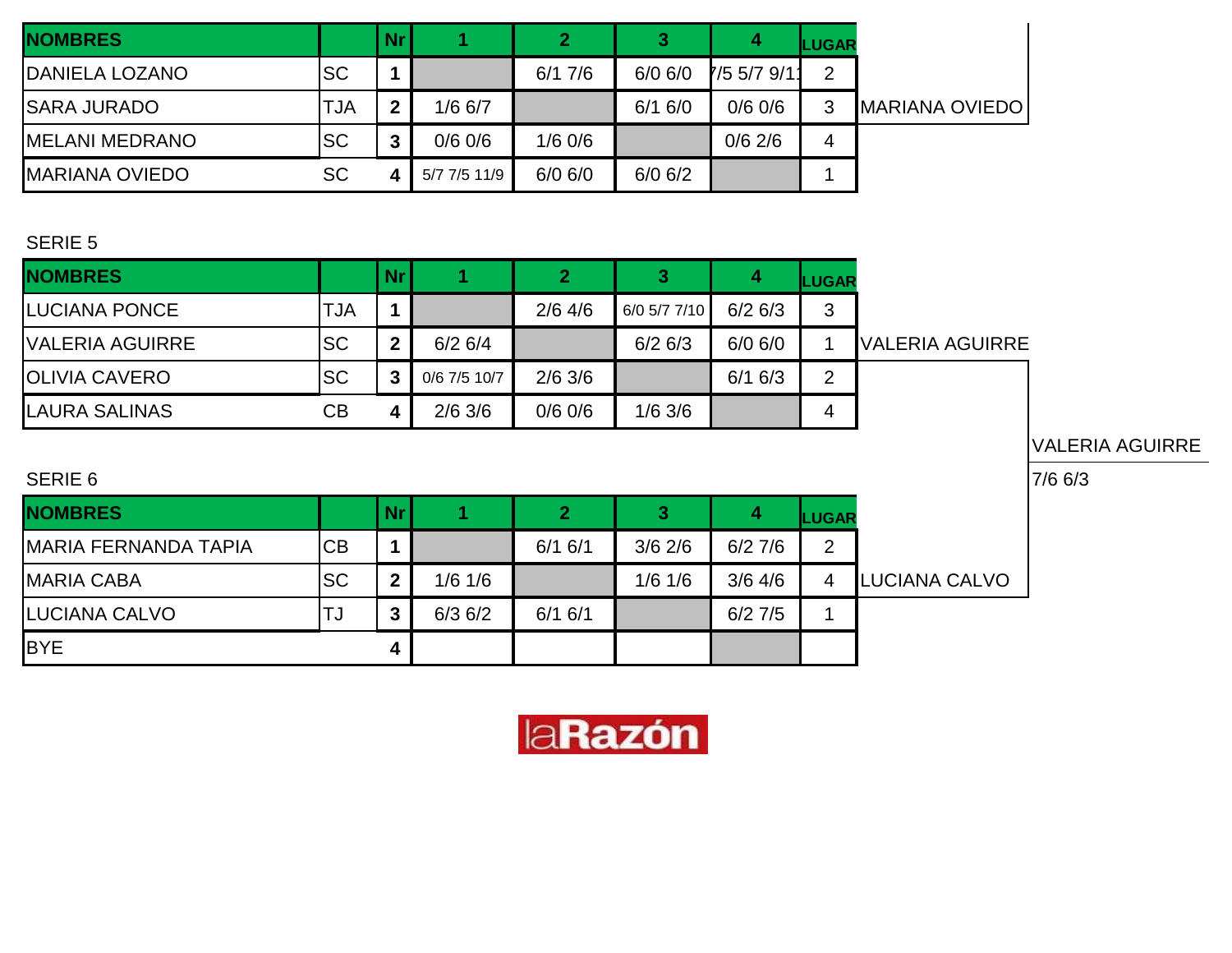| NOMBRES | | Nr | 1 | 2 | 3 | 4 | LUGAR | |
|---|---|---|---|---|---|---|---|---|
| DANIELA LOZANO | SC | 1 | | 6/1 7/6 | 6/0 6/0 | 7/5 5/7 9/11 | 2 | |
| SARA JURADO | TJA | 2 | 1/6 6/7 | | 6/1 6/0 | 0/6 0/6 | 3 | MARIANA OVIEDO |
| MELANI MEDRANO | SC | 3 | 0/6 0/6 | 1/6 0/6 | | 0/6 2/6 | 4 | |
| MARIANA OVIEDO | SC | 4 | 5/7 7/5 11/9 | 6/0 6/0 | 6/0 6/2 | | 1 | |

SERIE 5

| NOMBRES | | Nr | 1 | 2 | 3 | 4 | LUGAR | |
|---|---|---|---|---|---|---|---|---|
| LUCIANA PONCE | TJA | 1 | | 2/6 4/6 | 6/0 5/7 7/10 | 6/2 6/3 | 3 | |
| VALERIA AGUIRRE | SC | 2 | 6/2 6/4 | | 6/2 6/3 | 6/0 6/0 | 1 | VALERIA AGUIRRE |
| OLIVIA CAVERO | SC | 3 | 0/6 7/5 10/7 | 2/6 3/6 | | 6/1 6/3 | 2 | |
| LAURA SALINAS | CB | 4 | 2/6 3/6 | 0/6 0/6 | 1/6 3/6 | | 4 | |

VALERIA AGUIRRE

7/6 6/3

SERIE 6

| NOMBRES | | Nr | 1 | 2 | 3 | 4 | LUGAR | |
|---|---|---|---|---|---|---|---|---|
| MARIA FERNANDA TAPIA | CB | 1 | | 6/1 6/1 | 3/6 2/6 | 6/2 7/6 | 2 | |
| MARIA CABA | SC | 2 | 1/6 1/6 | | 1/6 1/6 | 3/6 4/6 | 4 | LUCIANA CALVO |
| LUCIANA CALVO | TJ | 3 | 6/3 6/2 | 6/1 6/1 | | 6/2 7/5 | 1 | |
| BYE | | 4 | | | | | | |

laRazón